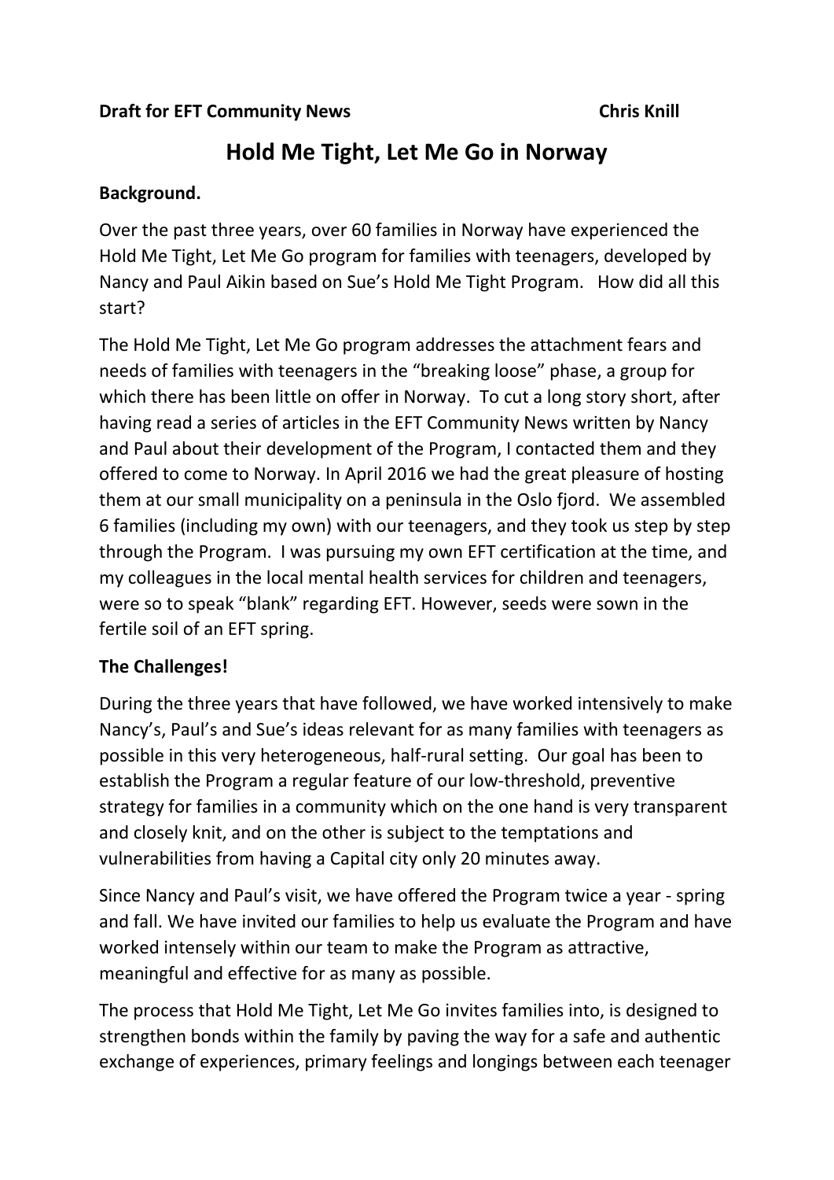**Draft for EFT Community News** **Chris Knill**

# Hold Me Tight, Let Me Go in Norway

**Background.**

Over the past three years, over 60 families in Norway have experienced the Hold Me Tight, Let Me Go program for families with teenagers, developed by Nancy and Paul Aikin based on Sue's Hold Me Tight Program. How did all this start?

The Hold Me Tight, Let Me Go program addresses the attachment fears and needs of families with teenagers in the "breaking loose" phase, a group for which there has been little on offer in Norway. To cut a long story short, after having read a series of articles in the EFT Community News written by Nancy and Paul about their development of the Program, I contacted them and they offered to come to Norway. In April 2016 we had the great pleasure of hosting them at our small municipality on a peninsula in the Oslo fjord. We assembled 6 families (including my own) with our teenagers, and they took us step by step through the Program. I was pursuing my own EFT certification at the time, and my colleagues in the local mental health services for children and teenagers, were so to speak "blank" regarding EFT. However, seeds were sown in the fertile soil of an EFT spring.

**The Challenges!**

During the three years that have followed, we have worked intensively to make Nancy's, Paul's and Sue's ideas relevant for as many families with teenagers as possible in this very heterogeneous, half-rural setting. Our goal has been to establish the Program a regular feature of our low-threshold, preventive strategy for families in a community which on the one hand is very transparent and closely knit, and on the other is subject to the temptations and vulnerabilities from having a Capital city only 20 minutes away.

Since Nancy and Paul's visit, we have offered the Program twice a year - spring and fall. We have invited our families to help us evaluate the Program and have worked intensely within our team to make the Program as attractive, meaningful and effective for as many as possible.

The process that Hold Me Tight, Let Me Go invites families into, is designed to strengthen bonds within the family by paving the way for a safe and authentic exchange of experiences, primary feelings and longings between each teenager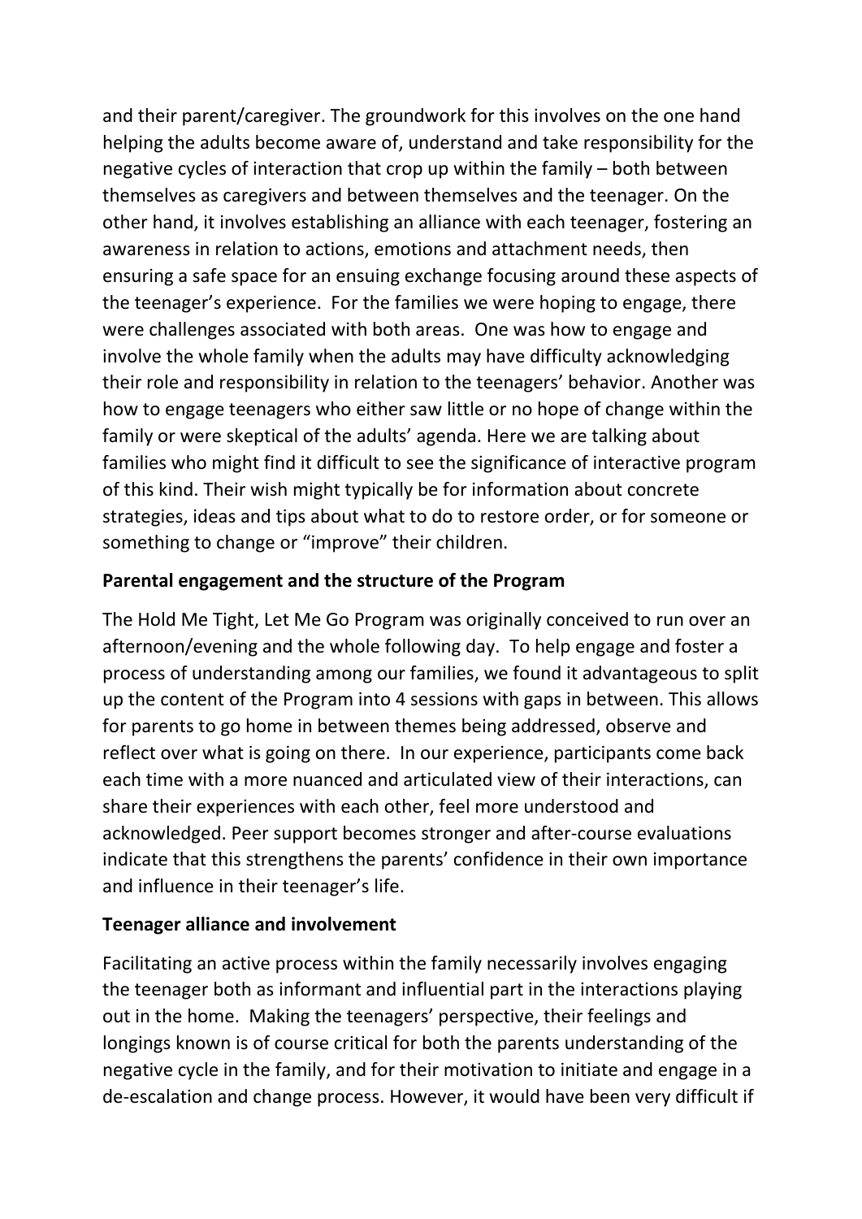and their parent/caregiver. The groundwork for this involves on the one hand helping the adults become aware of, understand and take responsibility for the negative cycles of interaction that crop up within the family – both between themselves as caregivers and between themselves and the teenager. On the other hand, it involves establishing an alliance with each teenager, fostering an awareness in relation to actions, emotions and attachment needs, then ensuring a safe space for an ensuing exchange focusing around these aspects of the teenager's experience. For the families we were hoping to engage, there were challenges associated with both areas. One was how to engage and involve the whole family when the adults may have difficulty acknowledging their role and responsibility in relation to the teenagers' behavior. Another was how to engage teenagers who either saw little or no hope of change within the family or were skeptical of the adults' agenda. Here we are talking about families who might find it difficult to see the significance of interactive program of this kind. Their wish might typically be for information about concrete strategies, ideas and tips about what to do to restore order, or for someone or something to change or "improve" their children.

**Parental engagement and the structure of the Program**

The Hold Me Tight, Let Me Go Program was originally conceived to run over an afternoon/evening and the whole following day. To help engage and foster a process of understanding among our families, we found it advantageous to split up the content of the Program into 4 sessions with gaps in between. This allows for parents to go home in between themes being addressed, observe and reflect over what is going on there. In our experience, participants come back each time with a more nuanced and articulated view of their interactions, can share their experiences with each other, feel more understood and acknowledged. Peer support becomes stronger and after-course evaluations indicate that this strengthens the parents' confidence in their own importance and influence in their teenager's life.

**Teenager alliance and involvement**

Facilitating an active process within the family necessarily involves engaging the teenager both as informant and influential part in the interactions playing out in the home. Making the teenagers' perspective, their feelings and longings known is of course critical for both the parents understanding of the negative cycle in the family, and for their motivation to initiate and engage in a de-escalation and change process. However, it would have been very difficult if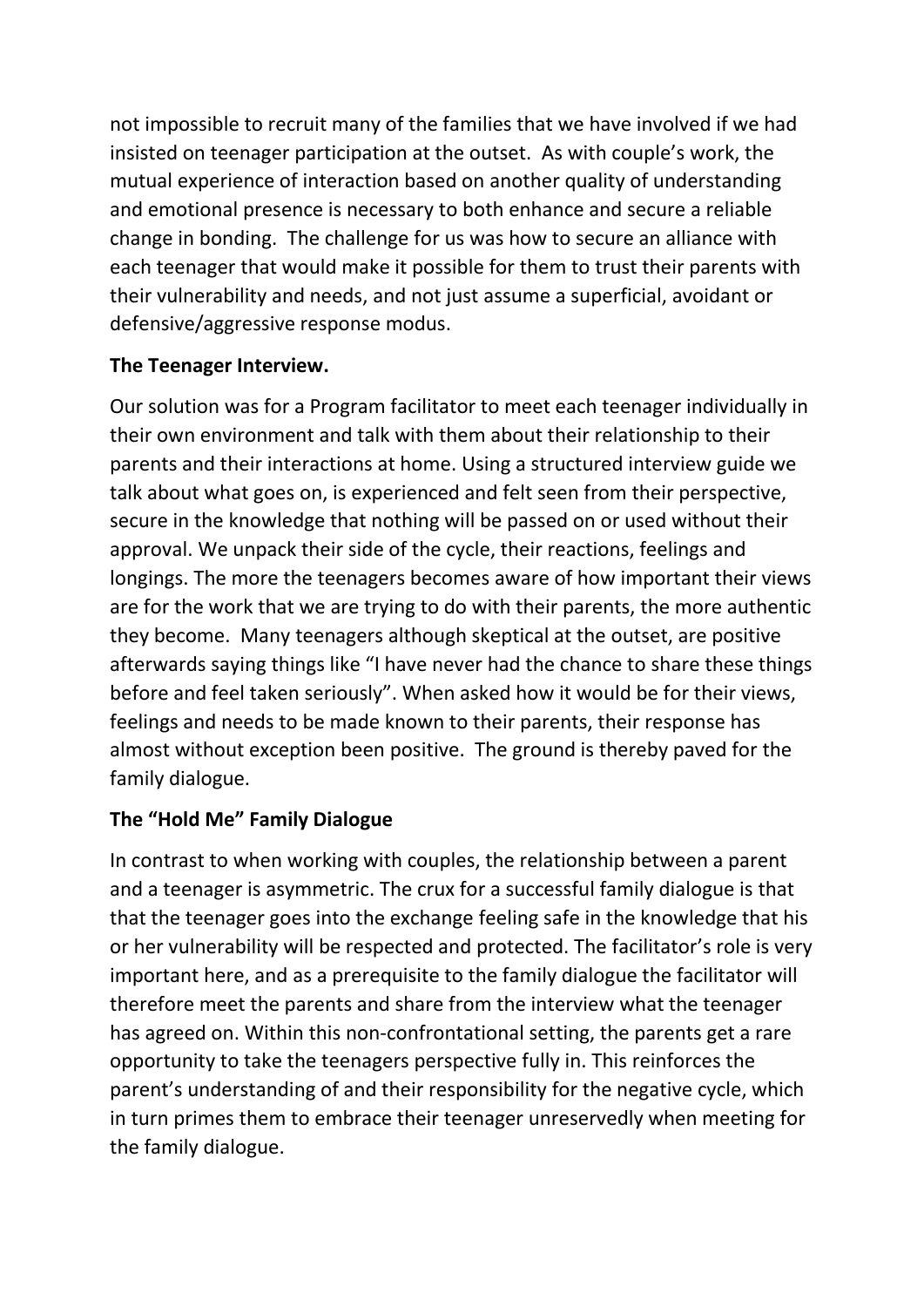not impossible to recruit many of the families that we have involved if we had insisted on teenager participation at the outset. As with couple's work, the mutual experience of interaction based on another quality of understanding and emotional presence is necessary to both enhance and secure a reliable change in bonding. The challenge for us was how to secure an alliance with each teenager that would make it possible for them to trust their parents with their vulnerability and needs, and not just assume a superficial, avoidant or defensive/aggressive response modus.

**The Teenager Interview.**

Our solution was for a Program facilitator to meet each teenager individually in their own environment and talk with them about their relationship to their parents and their interactions at home. Using a structured interview guide we talk about what goes on, is experienced and felt seen from their perspective, secure in the knowledge that nothing will be passed on or used without their approval. We unpack their side of the cycle, their reactions, feelings and longings. The more the teenagers becomes aware of how important their views are for the work that we are trying to do with their parents, the more authentic they become. Many teenagers although skeptical at the outset, are positive afterwards saying things like "I have never had the chance to share these things before and feel taken seriously". When asked how it would be for their views, feelings and needs to be made known to their parents, their response has almost without exception been positive. The ground is thereby paved for the family dialogue.

**The "Hold Me" Family Dialogue**

In contrast to when working with couples, the relationship between a parent and a teenager is asymmetric. The crux for a successful family dialogue is that that the teenager goes into the exchange feeling safe in the knowledge that his or her vulnerability will be respected and protected. The facilitator's role is very important here, and as a prerequisite to the family dialogue the facilitator will therefore meet the parents and share from the interview what the teenager has agreed on. Within this non-confrontational setting, the parents get a rare opportunity to take the teenagers perspective fully in. This reinforces the parent's understanding of and their responsibility for the negative cycle, which in turn primes them to embrace their teenager unreservedly when meeting for the family dialogue.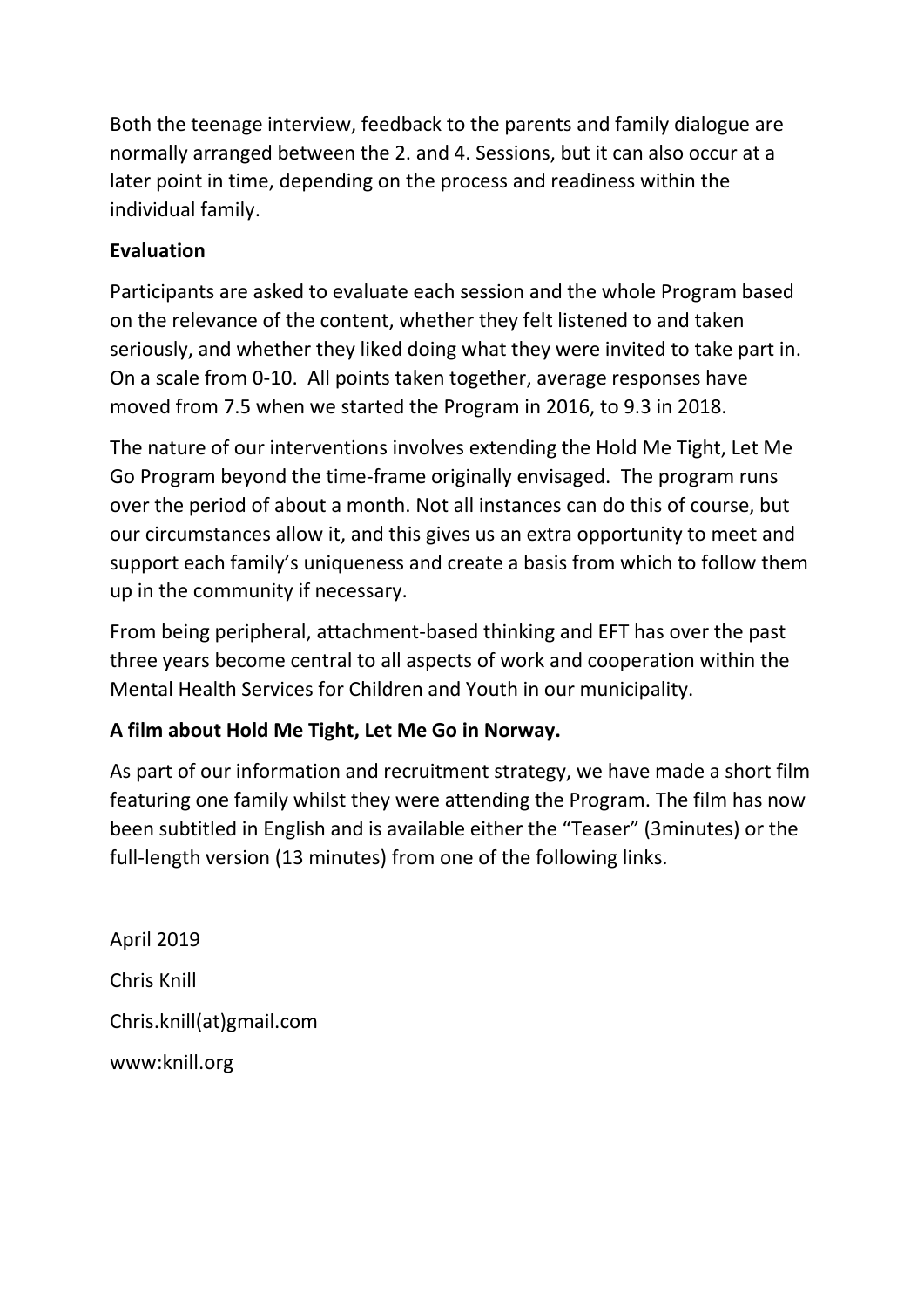Both the teenage interview, feedback to the parents and family dialogue are normally arranged between the 2. and 4. Sessions, but it can also occur at a later point in time, depending on the process and readiness within the individual family.

**Evaluation**

Participants are asked to evaluate each session and the whole Program based on the relevance of the content, whether they felt listened to and taken seriously, and whether they liked doing what they were invited to take part in. On a scale from 0-10. All points taken together, average responses have moved from 7.5 when we started the Program in 2016, to 9.3 in 2018.

The nature of our interventions involves extending the Hold Me Tight, Let Me Go Program beyond the time-frame originally envisaged. The program runs over the period of about a month. Not all instances can do this of course, but our circumstances allow it, and this gives us an extra opportunity to meet and support each family's uniqueness and create a basis from which to follow them up in the community if necessary.

From being peripheral, attachment-based thinking and EFT has over the past three years become central to all aspects of work and cooperation within the Mental Health Services for Children and Youth in our municipality.

**A film about Hold Me Tight, Let Me Go in Norway.**

As part of our information and recruitment strategy, we have made a short film featuring one family whilst they were attending the Program. The film has now been subtitled in English and is available either the "Teaser" (3minutes) or the full-length version (13 minutes) from one of the following links.

April 2019

Chris Knill

Chris.knill(at)gmail.com

www:knill.org